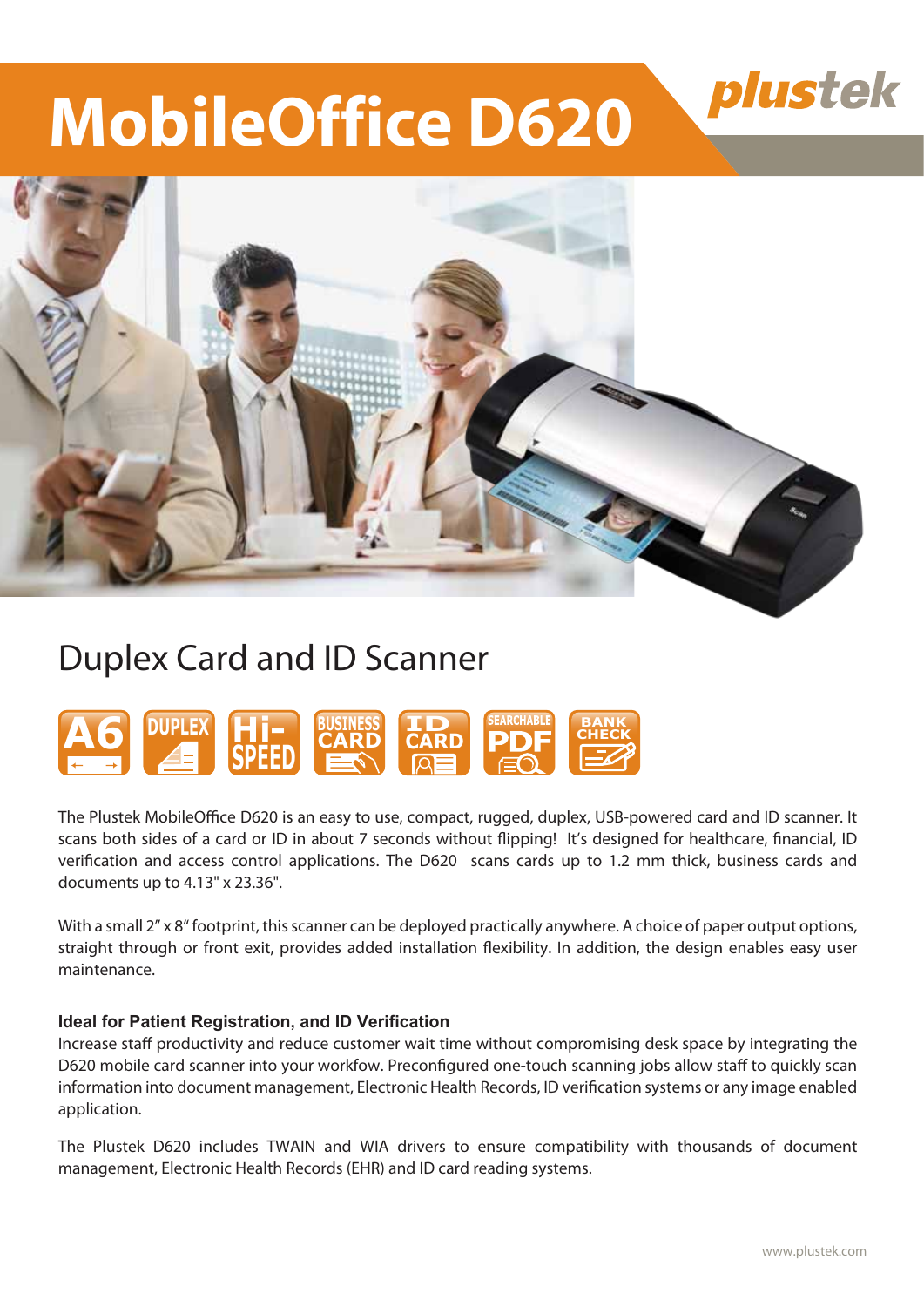# MobileOffice D620

plustek

## Duplex Card and ID Scanner

A6 | DUPLEX | Hi-SPEED | BUSINESS CARD | ID CARD | SEARCHABLE PDF | BANK CHECK

The Plustek MobileOffice D620 is an easy to use, compact, rugged, duplex, USB-powered card and ID scanner. It scans both sides of a card or ID in about 7 seconds without flipping! It's designed for healthcare, financial, ID verification and access control applications. The D620 scans cards up to 1.2 mm thick, business cards and documents up to 4.13" x 23.36".

With a small 2" x 8" footprint, this scanner can be deployed practically anywhere. A choice of paper output options, straight through or front exit, provides added installation flexibility. In addition, the design enables easy user maintenance.

**Ideal for Patient Registration, and ID Verification**

Increase staff productivity and reduce customer wait time without compromising desk space by integrating the D620 mobile card scanner into your workflow. Preconfigured one-touch scanning jobs allow staff to quickly scan information into document management, Electronic Health Records, ID verification systems or any image enabled application.

The Plustek D620 includes TWAIN and WIA drivers to ensure compatibility with thousands of document management, Electronic Health Records (EHR) and ID card reading systems.

www.plustek.com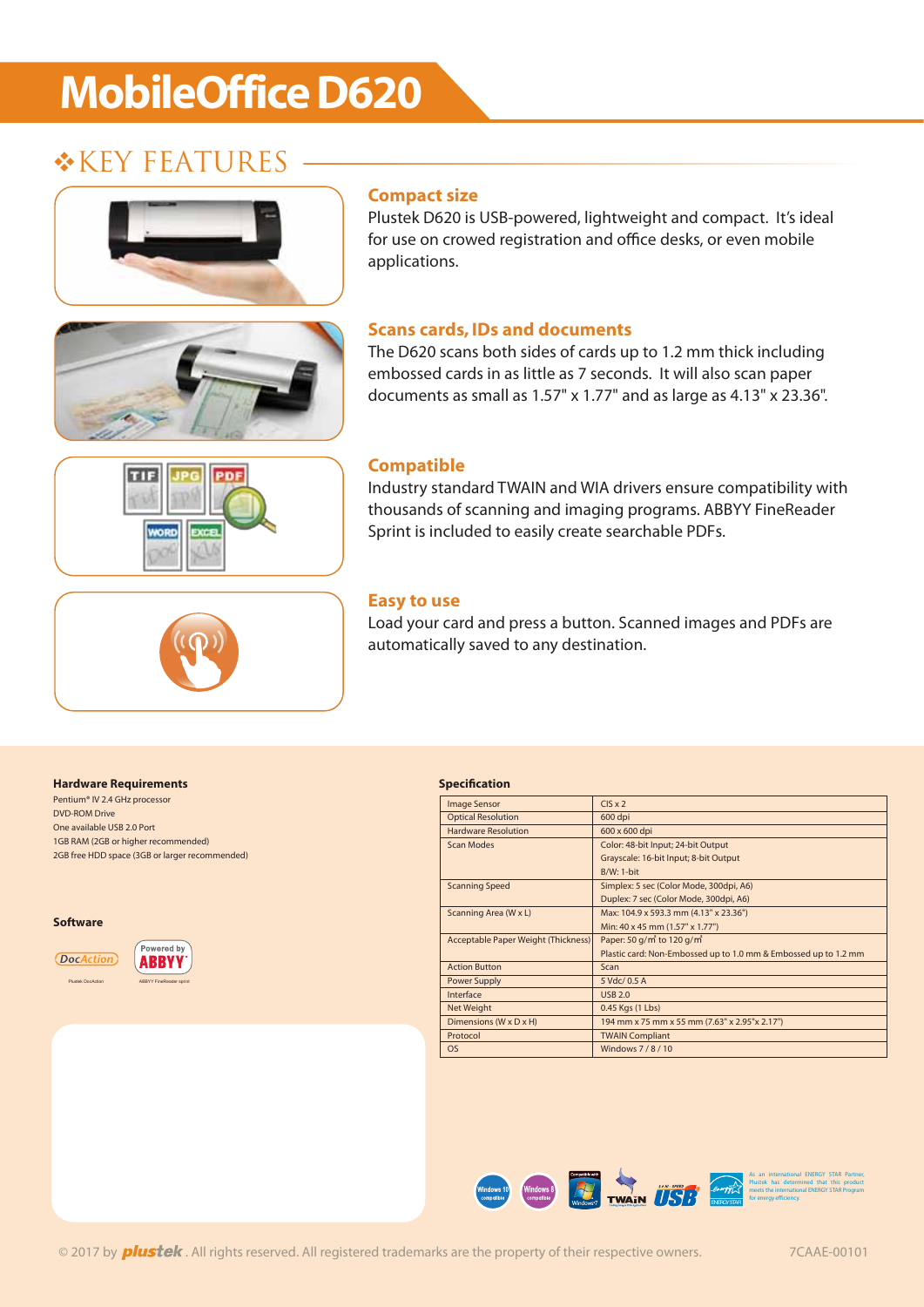# MobileOffice D620

## ❖KEY FEATURES

### Compact size

Plustek D620 is USB-powered, lightweight and compact. It's ideal for use on crowed registration and office desks, or even mobile applications.

### Scans cards, IDs and documents

The D620 scans both sides of cards up to 1.2 mm thick including embossed cards in as little as 7 seconds. It will also scan paper documents as small as 1.57" x 1.77" and as large as 4.13" x 23.36".

### Compatible

Industry standard TWAIN and WIA drivers ensure compatibility with thousands of scanning and imaging programs. ABBYY FineReader Sprint is included to easily create searchable PDFs.

### Easy to use

Load your card and press a button. Scanned images and PDFs are automatically saved to any destination.

**Hardware Requirements**

Pentium® IV 2.4 GHz processor
DVD-ROM Drive
One available USB 2.0 Port
1GB RAM (2GB or higher recommended)
2GB free HDD space (3GB or larger recommended)

**Software**

DocAction — Plustek DocAction
Powered by ABBYY — ABBYY FineReader sprint

**Specification**

| | |
|---|---|
| Image Sensor | CIS x 2 |
| Optical Resolution | 600 dpi |
| Hardware Resolution | 600 x 600 dpi |
| Scan Modes | Color: 48-bit Input; 24-bit Output<br>Grayscale: 16-bit Input; 8-bit Output<br>B/W: 1-bit |
| Scanning Speed | Simplex: 5 sec (Color Mode, 300dpi, A6)<br>Duplex: 7 sec (Color Mode, 300dpi, A6) |
| Scanning Area (W x L) | Max: 104.9 x 593.3 mm (4.13" x 23.36")<br>Min: 40 x 45 mm (1.57" x 1.77") |
| Acceptable Paper Weight (Thickness) | Paper: 50 g/m² to 120 g/m²<br>Plastic card: Non-Embossed up to 1.0 mm & Embossed up to 1.2 mm |
| Action Button | Scan |
| Power Supply | 5 Vdc/ 0.5 A |
| Interface | USB 2.0 |
| Net Weight | 0.45 Kgs (1 Lbs) |
| Dimensions (W x D x H) | 194 mm x 75 mm x 55 mm (7.63" x 2.95"x 2.17") |
| Protocol | TWAIN Compliant |
| OS | Windows 7 / 8 / 10 |

As an international ENERGY STAR Partner, Plustek has determined that this product meets the international ENERGY STAR Program for energy efficiency.

© 2017 by plustek. All rights reserved. All registered trademarks are the property of their respective owners.

7CAAE-00101